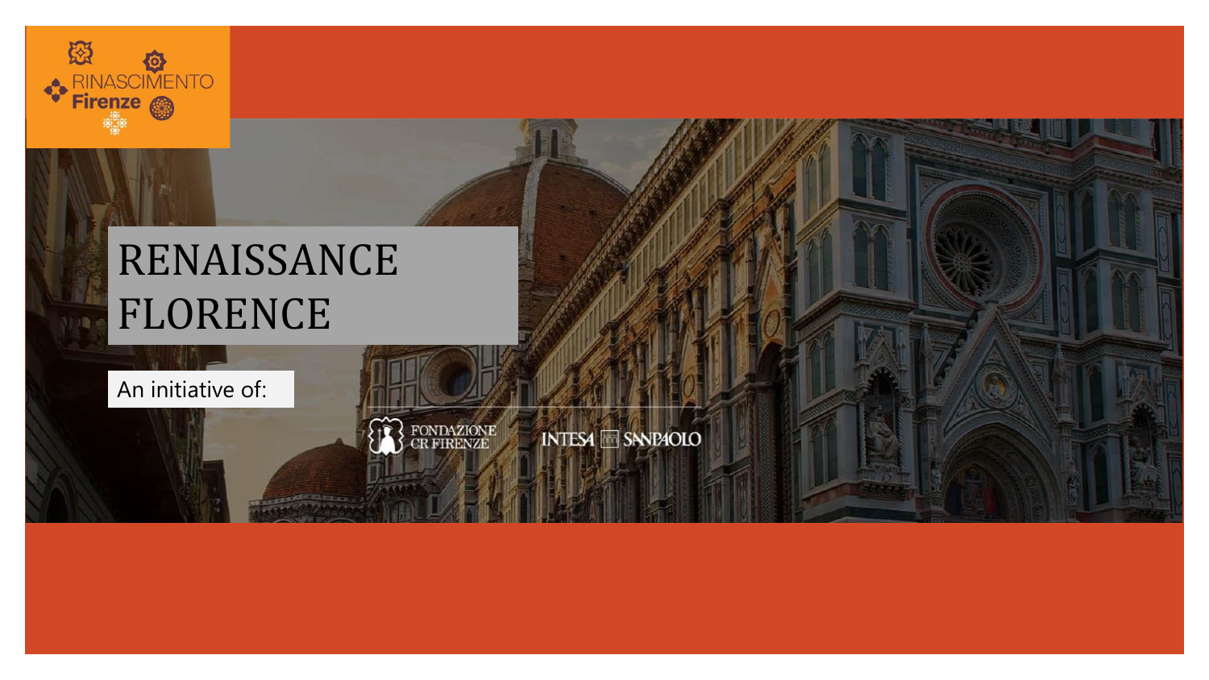RINASCIMENTO Firenze

# RENAISSANCE FLORENCE

An initiative of:

FONDAZIONE CR FIRENZE

INTESA SANPAOLO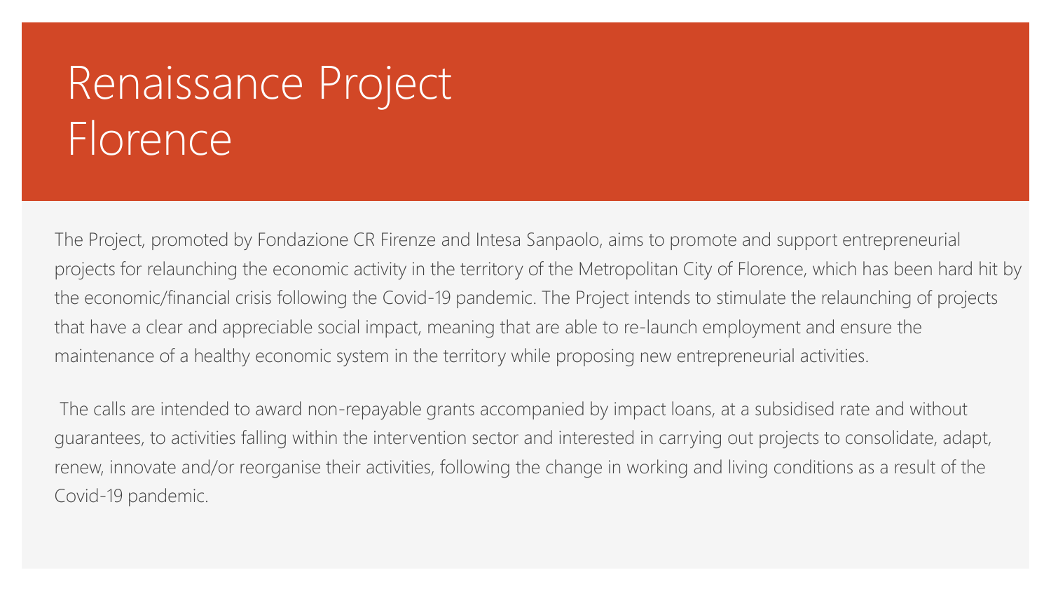# Renaissance Project Florence

The Project, promoted by Fondazione CR Firenze and Intesa Sanpaolo, aims to promote and support entrepreneurial projects for relaunching the economic activity in the territory of the Metropolitan City of Florence, which has been hard hit by the economic/financial crisis following the Covid-19 pandemic. The Project intends to stimulate the relaunching of projects that have a clear and appreciable social impact, meaning that are able to re-launch employment and ensure the maintenance of a healthy economic system in the territory while proposing new entrepreneurial activities.

The calls are intended to award non-repayable grants accompanied by impact loans, at a subsidised rate and without guarantees, to activities falling within the intervention sector and interested in carrying out projects to consolidate, adapt, renew, innovate and/or reorganise their activities, following the change in working and living conditions as a result of the Covid-19 pandemic.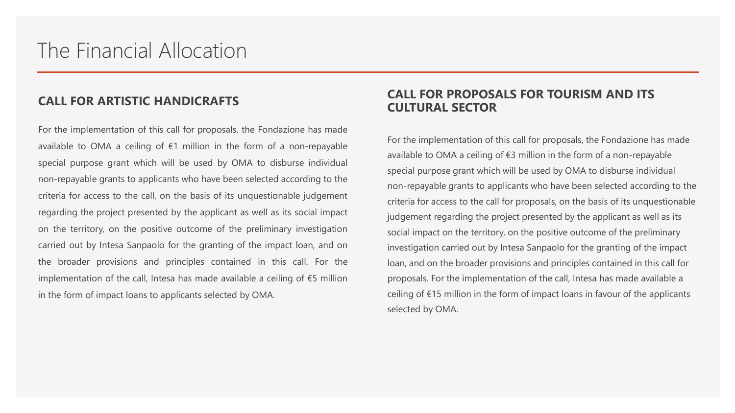# The Financial Allocation

## CALL FOR ARTISTIC HANDICRAFTS

For the implementation of this call for proposals, the Fondazione has made available to OMA a ceiling of €1 million in the form of a non-repayable special purpose grant which will be used by OMA to disburse individual non-repayable grants to applicants who have been selected according to the criteria for access to the call, on the basis of its unquestionable judgement regarding the project presented by the applicant as well as its social impact on the territory, on the positive outcome of the preliminary investigation carried out by Intesa Sanpaolo for the granting of the impact loan, and on the broader provisions and principles contained in this call. For the implementation of the call, Intesa has made available a ceiling of €5 million in the form of impact loans to applicants selected by OMA.

## CALL FOR PROPOSALS FOR TOURISM AND ITS CULTURAL SECTOR

For the implementation of this call for proposals, the Fondazione has made available to OMA a ceiling of €3 million in the form of a non-repayable special purpose grant which will be used by OMA to disburse individual non-repayable grants to applicants who have been selected according to the criteria for access to the call for proposals, on the basis of its unquestionable judgement regarding the project presented by the applicant as well as its social impact on the territory, on the positive outcome of the preliminary investigation carried out by Intesa Sanpaolo for the granting of the impact loan, and on the broader provisions and principles contained in this call for proposals. For the implementation of the call, Intesa has made available a ceiling of €15 million in the form of impact loans in favour of the applicants selected by OMA.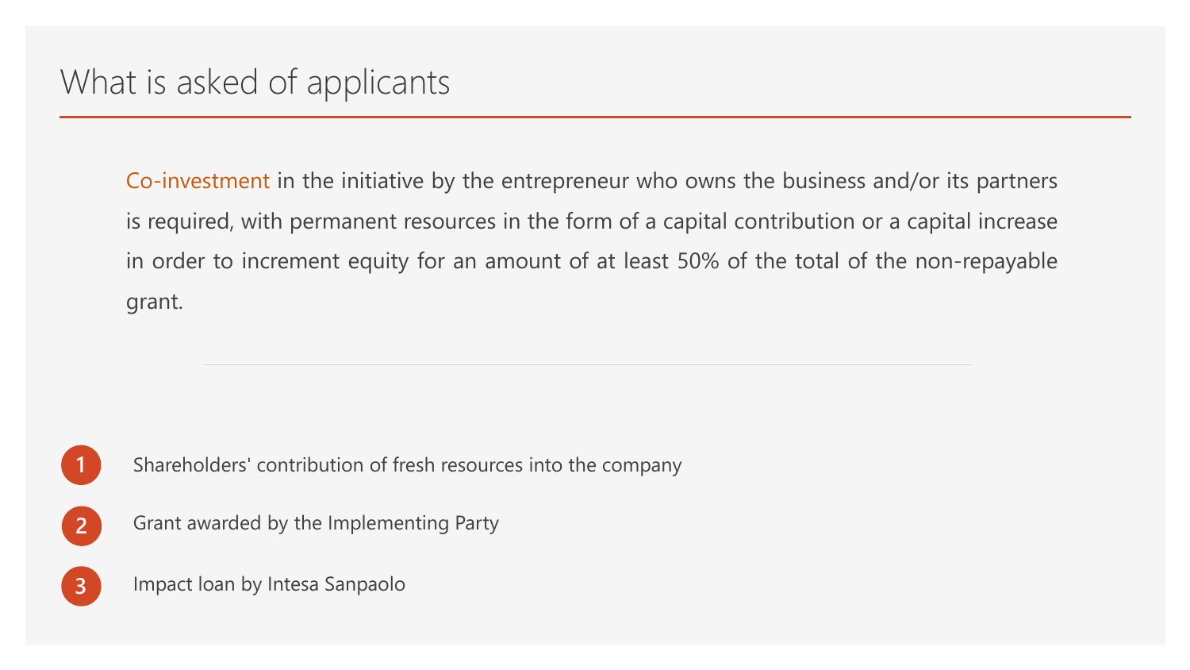# What is asked of applicants

Co-investment in the initiative by the entrepreneur who owns the business and/or its partners is required, with permanent resources in the form of a capital contribution or a capital increase in order to increment equity for an amount of at least 50% of the total of the non-repayable grant.

1. Shareholders' contribution of fresh resources into the company
2. Grant awarded by the Implementing Party
3. Impact loan by Intesa Sanpaolo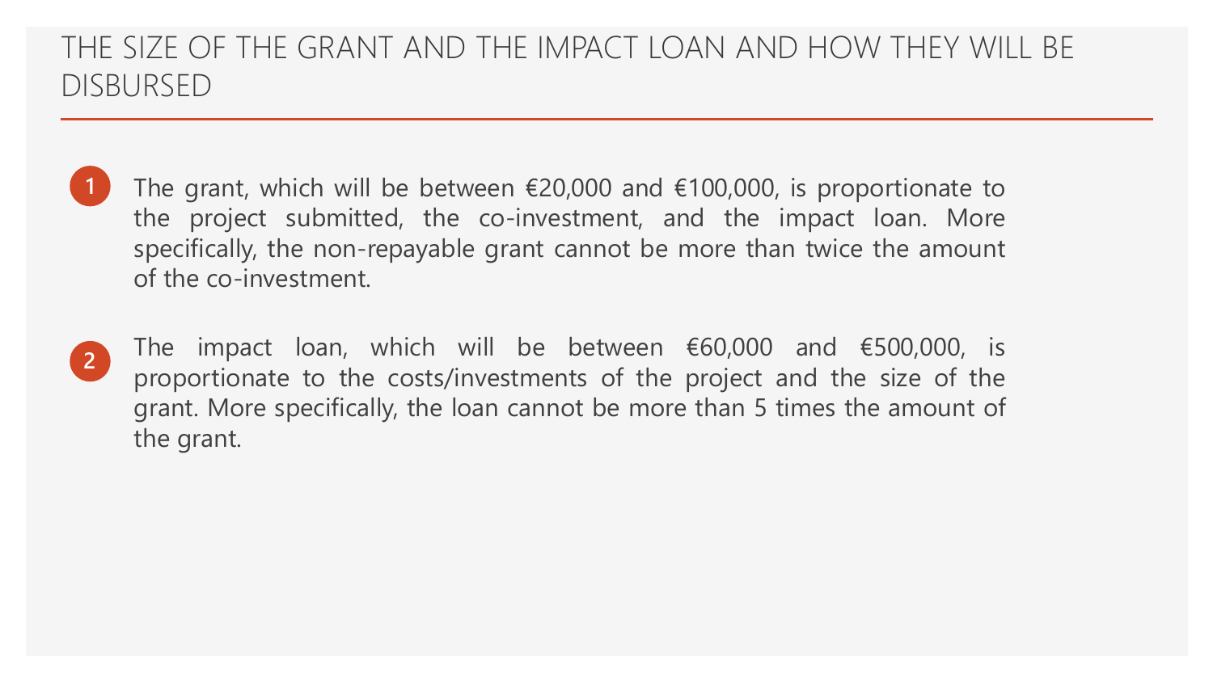# THE SIZE OF THE GRANT AND THE IMPACT LOAN AND HOW THEY WILL BE DISBURSED

1. The grant, which will be between €20,000 and €100,000, is proportionate to the project submitted, the co-investment, and the impact loan. More specifically, the non-repayable grant cannot be more than twice the amount of the co-investment.

2. The impact loan, which will be between €60,000 and €500,000, is proportionate to the costs/investments of the project and the size of the grant. More specifically, the loan cannot be more than 5 times the amount of the grant.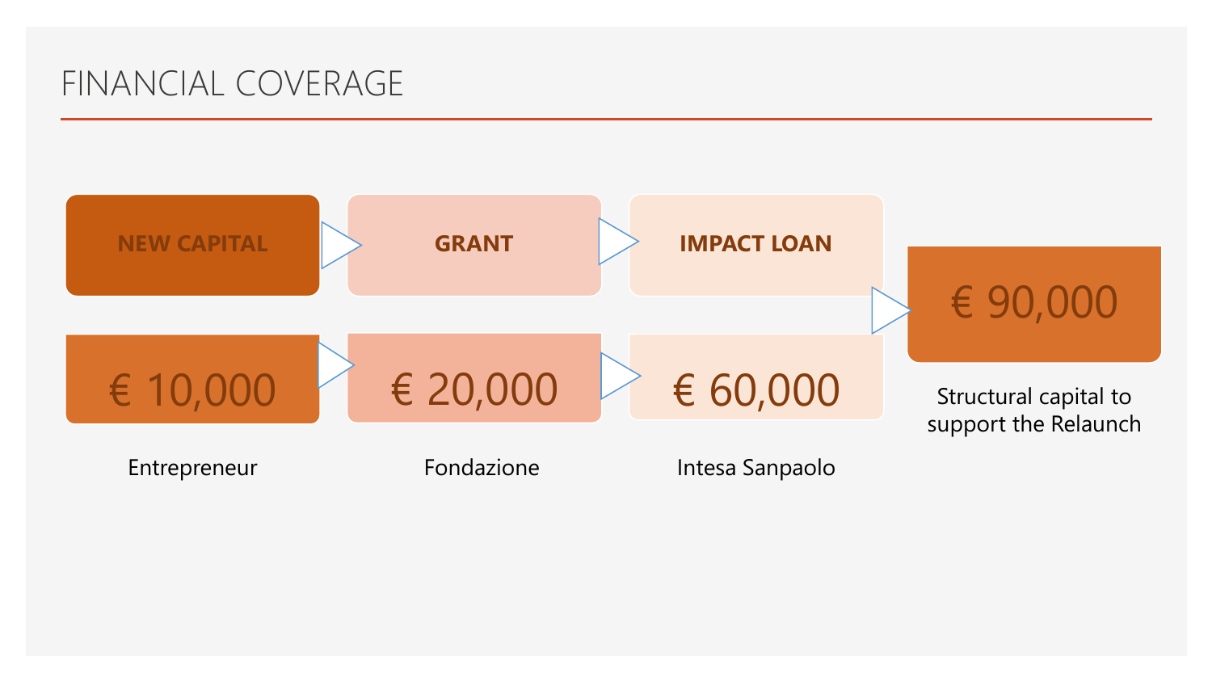# FINANCIAL COVERAGE

| NEW CAPITAL | GRANT | IMPACT LOAN | |
|---|---|---|---|
| € 10,000 | € 20,000 | € 60,000 | € 90,000 |
| Entrepreneur | Fondazione | Intesa Sanpaolo | Structural capital to support the Relaunch |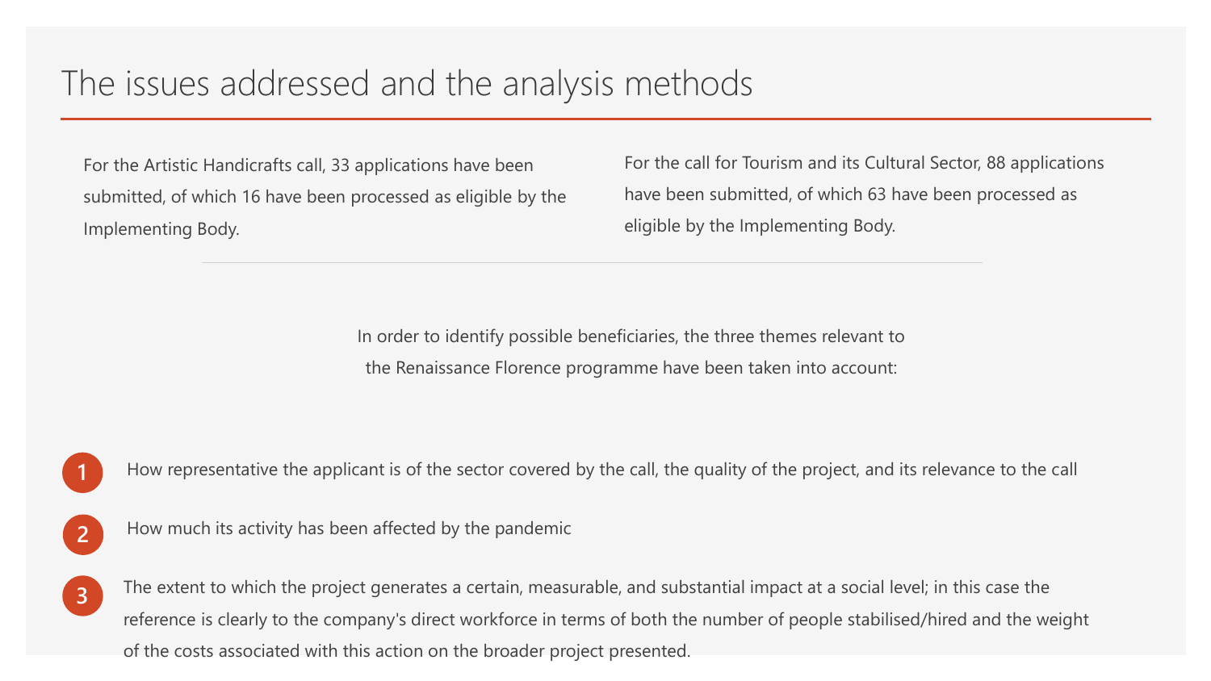# The issues addressed and the analysis methods

For the Artistic Handicrafts call, 33 applications have been submitted, of which 16 have been processed as eligible by the Implementing Body.

For the call for Tourism and its Cultural Sector, 88 applications have been submitted, of which 63 have been processed as eligible by the Implementing Body.

---

In order to identify possible beneficiaries, the three themes relevant to the Renaissance Florence programme have been taken into account:

1. How representative the applicant is of the sector covered by the call, the quality of the project, and its relevance to the call
2. How much its activity has been affected by the pandemic
3. The extent to which the project generates a certain, measurable, and substantial impact at a social level; in this case the reference is clearly to the company's direct workforce in terms of both the number of people stabilised/hired and the weight of the costs associated with this action on the broader project presented.